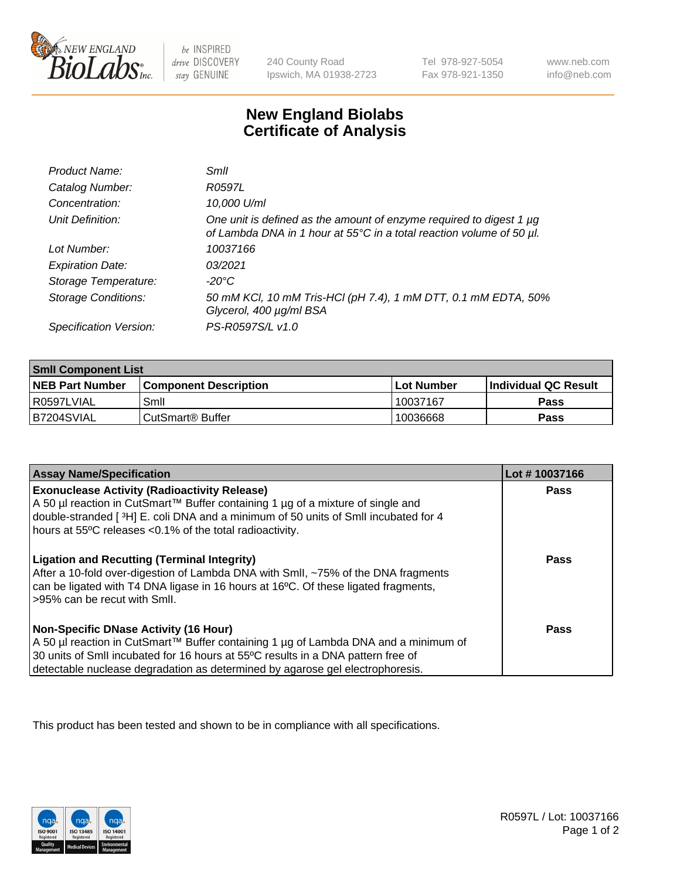NEW ENGLAND BioLabs Inc. — be INSPIRED drive DISCOVERY stay GENUINE

240 County Road
Ipswich, MA 01938-2723

Tel 978-927-5054
Fax 978-921-1350

www.neb.com
info@neb.com

# New England Biolabs
# Certificate of Analysis

| | |
|---|---|
| *Product Name:* | *SmlI* |
| *Catalog Number:* | *R0597L* |
| *Concentration:* | *10,000 U/ml* |
| *Unit Definition:* | *One unit is defined as the amount of enzyme required to digest 1 µg of Lambda DNA in 1 hour at 55°C in a total reaction volume of 50 µl.* |
| *Lot Number:* | *10037166* |
| *Expiration Date:* | *03/2021* |
| *Storage Temperature:* | *-20°C* |
| *Storage Conditions:* | *50 mM KCl, 10 mM Tris-HCl (pH 7.4), 1 mM DTT, 0.1 mM EDTA, 50% Glycerol, 400 µg/ml BSA* |
| *Specification Version:* | *PS-R0597S/L v1.0* |

| **SmlI Component List** | | | |
|---|---|---|---|
| **NEB Part Number** | **Component Description** | **Lot Number** | **Individual QC Result** |
| R0597LVIAL | SmlI | 10037167 | **Pass** |
| B7204SVIAL | CutSmart® Buffer | 10036668 | **Pass** |

| **Assay Name/Specification** | **Lot # 10037166** |
|---|---|
| **Exonuclease Activity (Radioactivity Release)** A 50 µl reaction in CutSmart™ Buffer containing 1 µg of a mixture of single and double-stranded [ $^3$H] E. coli DNA and a minimum of 50 units of SmlI incubated for 4 hours at 55ºC releases <0.1% of the total radioactivity. | **Pass** |
| **Ligation and Recutting (Terminal Integrity)** After a 10-fold over-digestion of Lambda DNA with SmlI, ~75% of the DNA fragments can be ligated with T4 DNA ligase in 16 hours at 16ºC. Of these ligated fragments, >95% can be recut with SmlI. | **Pass** |
| **Non-Specific DNase Activity (16 Hour)** A 50 µl reaction in CutSmart™ Buffer containing 1 µg of Lambda DNA and a minimum of 30 units of SmlI incubated for 16 hours at 55ºC results in a DNA pattern free of detectable nuclease degradation as determined by agarose gel electrophoresis. | **Pass** |

This product has been tested and shown to be in compliance with all specifications.

R0597L / Lot: 10037166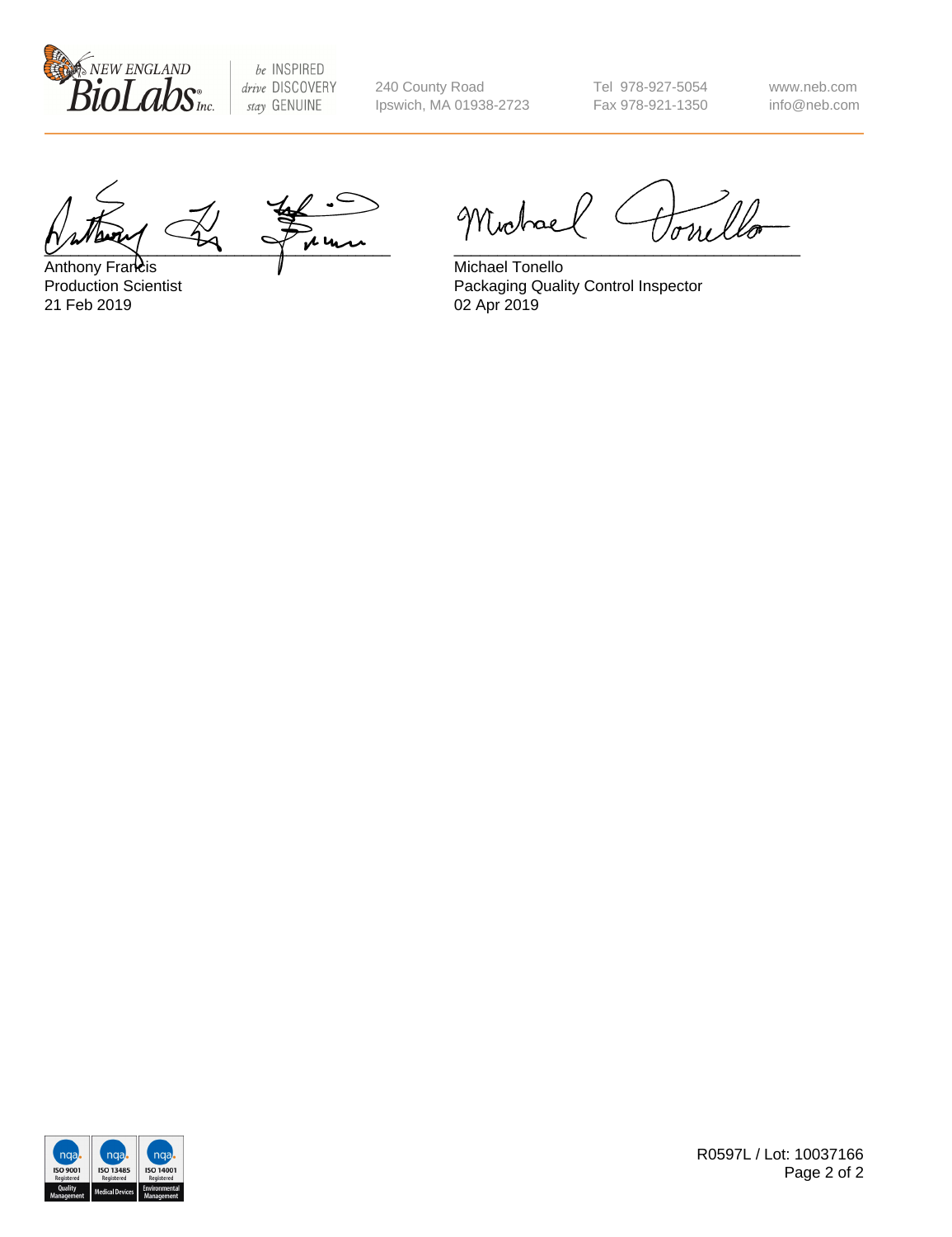Anthony Francis
Production Scientist
21 Feb 2019

Michael Tonello
Packaging Quality Control Inspector
02 Apr 2019

R0597L / Lot: 10037166